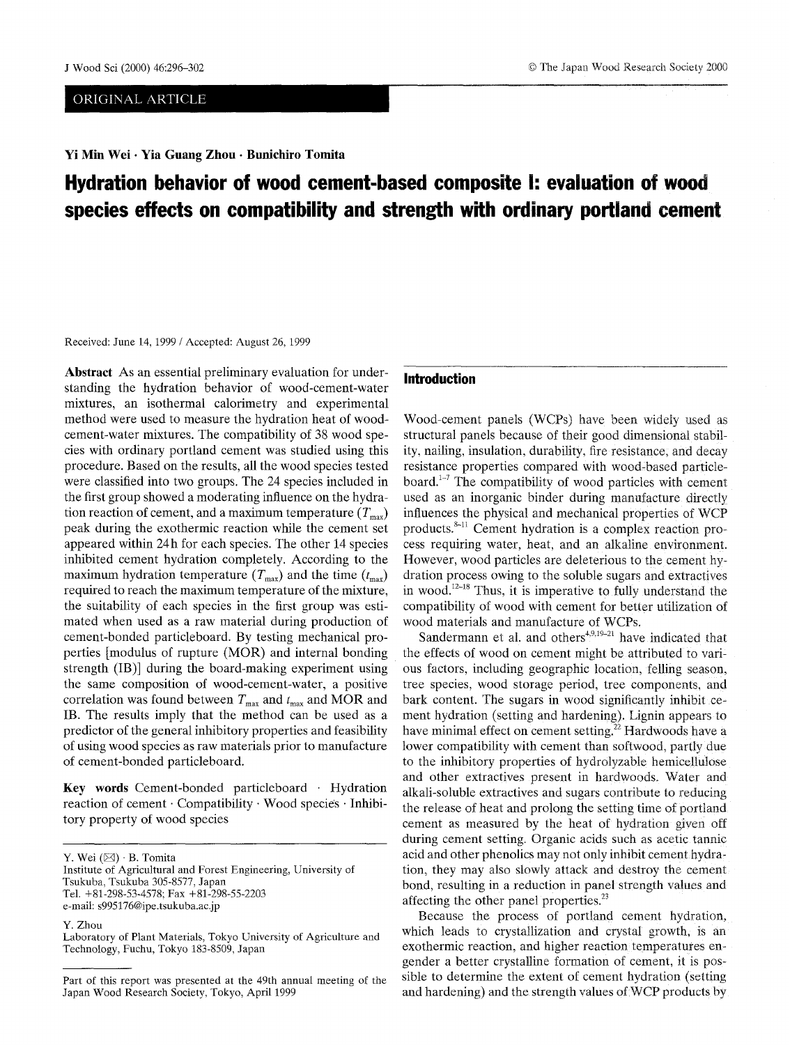ORIGINAL ARTICLE

**Yi Min Wei · Yia Guang Zhou · Bunichiro Tomita**

# Hydration behavior of wood cement-based composite I: evaluation of wood species effects on compatibility and strength with ordinary portland cement

Received: June 14, 1999 / Accepted: August 26, 1999

**Abstract** As an essential preliminary evaluation for understanding the hydration behavior of wood-cement-water mixtures, an isothermal calorimetry and experimental method were used to measure the hydration heat of wood-cement-water mixtures. The compatibility of 38 wood species with ordinary portland cement was studied using this procedure. Based on the results, all the wood species tested were classified into two groups. The 24 species included in the first group showed a moderating influence on the hydration reaction of cement, and a maximum temperature ($T_{max}$) peak during the exothermic reaction while the cement set appeared within 24 h for each species. The other 14 species inhibited cement hydration completely. According to the maximum hydration temperature ($T_{max}$) and the time ($t_{max}$) required to reach the maximum temperature of the mixture, the suitability of each species in the first group was estimated when used as a raw material during production of cement-bonded particleboard. By testing mechanical properties [modulus of rupture (MOR) and internal bonding strength (IB)] during the board-making experiment using the same composition of wood-cement-water, a positive correlation was found between $T_{max}$ and $t_{max}$ and MOR and IB. The results imply that the method can be used as a predictor of the general inhibitory properties and feasibility of using wood species as raw materials prior to manufacture of cement-bonded particleboard.

**Key words** Cement-bonded particleboard · Hydration reaction of cement · Compatibility · Wood species · Inhibitory property of wood species

Y. Wei (✉) · B. Tomita
Institute of Agricultural and Forest Engineering, University of Tsukuba, Tsukuba 305-8577, Japan
Tel. +81-298-53-4578; Fax +81-298-55-2203
e-mail: s995176@ipe.tsukuba.ac.jp

Y. Zhou
Laboratory of Plant Materials, Tokyo University of Agriculture and Technology, Fuchu, Tokyo 183-8509, Japan

Part of this report was presented at the 49th annual meeting of the Japan Wood Research Society, Tokyo, April 1999

## Introduction

Wood-cement panels (WCPs) have been widely used as structural panels because of their good dimensional stability, nailing, insulation, durability, fire resistance, and decay resistance properties compared with wood-based particleboard.[1–7] The compatibility of wood particles with cement used as an inorganic binder during manufacture directly influences the physical and mechanical properties of WCP products.[8–11] Cement hydration is a complex reaction process requiring water, heat, and an alkaline environment. However, wood particles are deleterious to the cement hydration process owing to the soluble sugars and extractives in wood.[12–18] Thus, it is imperative to fully understand the compatibility of wood with cement for better utilization of wood materials and manufacture of WCPs.

Sandermann et al. and others[4,9,19–21] have indicated that the effects of wood on cement might be attributed to various factors, including geographic location, felling season, tree species, wood storage period, tree components, and bark content. The sugars in wood significantly inhibit cement hydration (setting and hardening). Lignin appears to have minimal effect on cement setting.[22] Hardwoods have a lower compatibility with cement than softwood, partly due to the inhibitory properties of hydrolyzable hemicellulose and other extractives present in hardwoods. Water and alkali-soluble extractives and sugars contribute to reducing the release of heat and prolong the setting time of portland cement as measured by the heat of hydration given off during cement setting. Organic acids such as acetic tannic acid and other phenolics may not only inhibit cement hydration, they may also slowly attack and destroy the cement bond, resulting in a reduction in panel strength values and affecting the other panel properties.[23]

Because the process of portland cement hydration, which leads to crystallization and crystal growth, is an exothermic reaction, and higher reaction temperatures engender a better crystalline formation of cement, it is possible to determine the extent of cement hydration (setting and hardening) and the strength values of WCP products by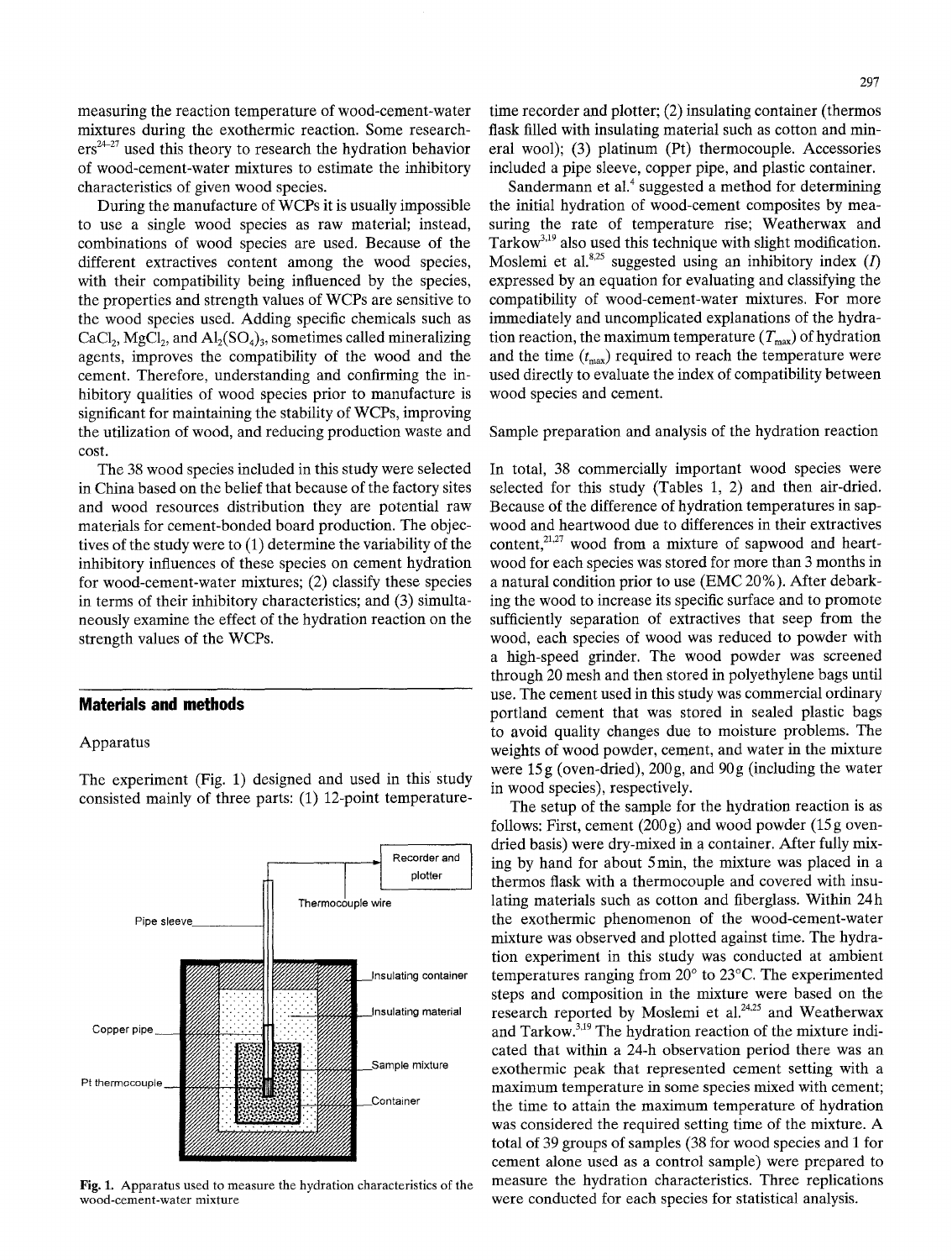measuring the reaction temperature of wood-cement-water mixtures during the exothermic reaction. Some researchers[24–27] used this theory to research the hydration behavior of wood-cement-water mixtures to estimate the inhibitory characteristics of given wood species.

During the manufacture of WCPs it is usually impossible to use a single wood species as raw material; instead, combinations of wood species are used. Because of the different extractives content among the wood species, with their compatibility being influenced by the species, the properties and strength values of WCPs are sensitive to the wood species used. Adding specific chemicals such as $CaCl_2$, $MgCl_2$, and $Al_2(SO_4)_3$, sometimes called mineralizing agents, improves the compatibility of the wood and the cement. Therefore, understanding and confirming the inhibitory qualities of wood species prior to manufacture is significant for maintaining the stability of WCPs, improving the utilization of wood, and reducing production waste and cost.

The 38 wood species included in this study were selected in China based on the belief that because of the factory sites and wood resources distribution they are potential raw materials for cement-bonded board production. The objectives of the study were to (1) determine the variability of the inhibitory influences of these species on cement hydration for wood-cement-water mixtures; (2) classify these species in terms of their inhibitory characteristics; and (3) simultaneously examine the effect of the hydration reaction on the strength values of the WCPs.

## Materials and methods

### Apparatus

The experiment (Fig. 1) designed and used in this study consisted mainly of three parts: (1) 12-point temperature-time recorder and plotter; (2) insulating container (thermos flask filled with insulating material such as cotton and mineral wool); (3) platinum (Pt) thermocouple. Accessories included a pipe sleeve, copper pipe, and plastic container.

Fig. 1. Apparatus used to measure the hydration characteristics of the wood-cement-water mixture

Sandermann et al.[4] suggested a method for determining the initial hydration of wood-cement composites by measuring the rate of temperature rise; Weatherwax and Tarkow[3,19] also used this technique with slight modification. Moslemi et al.[8,25] suggested using an inhibitory index ($I$) expressed by an equation for evaluating and classifying the compatibility of wood-cement-water mixtures. For more immediately and uncomplicated explanations of the hydration reaction, the maximum temperature ($T_{max}$) of hydration and the time ($t_{max}$) required to reach the temperature were used directly to evaluate the index of compatibility between wood species and cement.

### Sample preparation and analysis of the hydration reaction

In total, 38 commercially important wood species were selected for this study (Tables 1, 2) and then air-dried. Because of the difference of hydration temperatures in sapwood and heartwood due to differences in their extractives content,[21,27] wood from a mixture of sapwood and heartwood for each species was stored for more than 3 months in a natural condition prior to use (EMC 20%). After debarking the wood to increase its specific surface and to promote sufficiently separation of extractives that seep from the wood, each species of wood was reduced to powder with a high-speed grinder. The wood powder was screened through 20 mesh and then stored in polyethylene bags until use. The cement used in this study was commercial ordinary portland cement that was stored in sealed plastic bags to avoid quality changes due to moisture problems. The weights of wood powder, cement, and water in the mixture were 15g (oven-dried), 200g, and 90g (including the water in wood species), respectively.

The setup of the sample for the hydration reaction is as follows: First, cement (200g) and wood powder (15g oven-dried basis) were dry-mixed in a container. After fully mixing by hand for about 5min, the mixture was placed in a thermos flask with a thermocouple and covered with insulating materials such as cotton and fiberglass. Within 24h the exothermic phenomenon of the wood-cement-water mixture was observed and plotted against time. The hydration experiment in this study was conducted at ambient temperatures ranging from 20° to 23°C. The experimented steps and composition in the mixture were based on the research reported by Moslemi et al.[24,25] and Weatherwax and Tarkow.[3,19] The hydration reaction of the mixture indicated that within a 24-h observation period there was an exothermic peak that represented cement setting with a maximum temperature in some species mixed with cement; the time to attain the maximum temperature of hydration was considered the required setting time of the mixture. A total of 39 groups of samples (38 for wood species and 1 for cement alone used as a control sample) were prepared to measure the hydration characteristics. Three replications were conducted for each species for statistical analysis.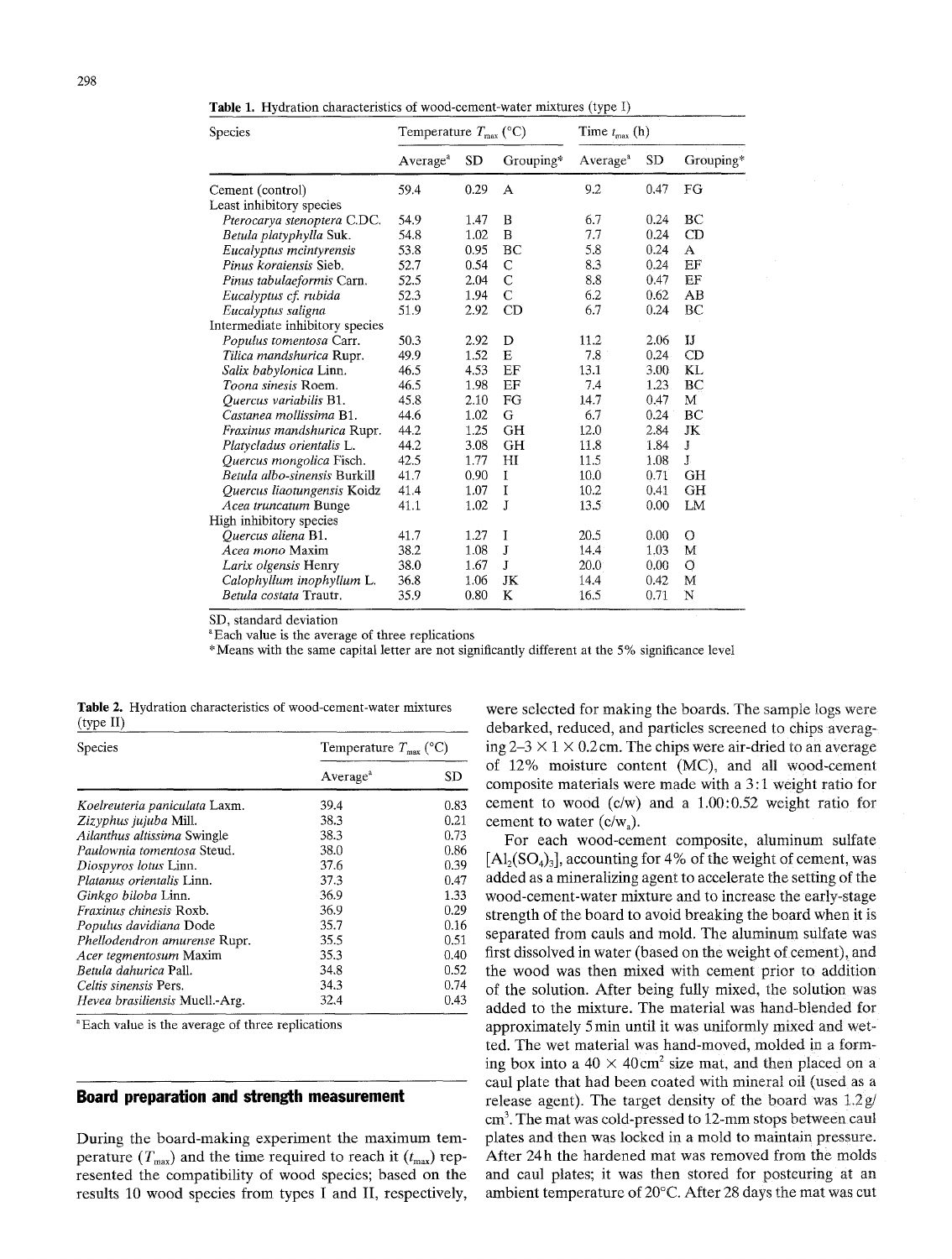**Table 1.** Hydration characteristics of wood-cement-water mixtures (type I)

| Species | Temperature $T_{max}$ (°C) | | | Time $t_{max}$ (h) | | |
|---|---|---|---|---|---|---|
| | Average[a] | SD | Grouping* | Average[a] | SD | Grouping* |
| Cement (control) | 59.4 | 0.29 | A | 9.2 | 0.47 | FG |
| Least inhibitory species | | | | | | |
| *Pterocarya stenoptera* C.DC. | 54.9 | 1.47 | B | 6.7 | 0.24 | BC |
| *Betula platyphylla* Suk. | 54.8 | 1.02 | B | 7.7 | 0.24 | CD |
| *Eucalyptus mcintyrensis* | 53.8 | 0.95 | BC | 5.8 | 0.24 | A |
| *Pinus koraiensis* Sieb. | 52.7 | 0.54 | C | 8.3 | 0.24 | EF |
| *Pinus tabulaeformis* Carn. | 52.5 | 2.04 | C | 8.8 | 0.47 | EF |
| *Eucalyptus cf. rubida* | 52.3 | 1.94 | C | 6.2 | 0.62 | AB |
| *Eucalyptus saligna* | 51.9 | 2.92 | CD | 6.7 | 0.24 | BC |
| Intermediate inhibitory species | | | | | | |
| *Populus tomentosa* Carr. | 50.3 | 2.92 | D | 11.2 | 2.06 | IJ |
| *Tilica mandshurica* Rupr. | 49.9 | 1.52 | E | 7.8 | 0.24 | CD |
| *Salix babylonica* Linn. | 46.5 | 4.53 | EF | 13.1 | 3.00 | KL |
| *Toona sinesis* Roem. | 46.5 | 1.98 | EF | 7.4 | 1.23 | BC |
| *Quercus variabilis* Bl. | 45.8 | 2.10 | FG | 14.7 | 0.47 | M |
| *Castanea mollissima* Bl. | 44.6 | 1.02 | G | 6.7 | 0.24 | BC |
| *Fraxinus mandshurica* Rupr. | 44.2 | 1.25 | GH | 12.0 | 2.84 | JK |
| *Platycladus orientalis* L. | 44.2 | 3.08 | GH | 11.8 | 1.84 | J |
| *Quercus mongolica* Fisch. | 42.5 | 1.77 | HI | 11.5 | 1.08 | J |
| *Betula albo-sinensis* Burkill | 41.7 | 0.90 | I | 10.0 | 0.71 | GH |
| *Quercus liaotungensis* Koidz | 41.4 | 1.07 | I | 10.2 | 0.41 | GH |
| *Acea truncatum* Bunge | 41.1 | 1.02 | J | 13.5 | 0.00 | LM |
| High inhibitory species | | | | | | |
| *Quercus aliena* Bl. | 41.7 | 1.27 | I | 20.5 | 0.00 | O |
| *Acea mono* Maxim | 38.2 | 1.08 | J | 14.4 | 1.03 | M |
| *Larix olgensis* Henry | 38.0 | 1.67 | J | 20.0 | 0.00 | O |
| *Calophyllum inophyllum* L. | 36.8 | 1.06 | JK | 14.4 | 0.42 | M |
| *Betula costata* Trautr. | 35.9 | 0.80 | K | 16.5 | 0.71 | N |

SD, standard deviation

[a] Each value is the average of three replications

*Means with the same capital letter are not significantly different at the 5% significance level

**Table 2.** Hydration characteristics of wood-cement-water mixtures (type II)

| Species | Temperature $T_{max}$ (°C) | |
|---|---|---|
| | Average[a] | SD |
| *Koelreuteria paniculata* Laxm. | 39.4 | 0.83 |
| *Zizyphus jujuba* Mill. | 38.3 | 0.21 |
| *Ailanthus altissima* Swingle | 38.3 | 0.73 |
| *Paulownia tomentosa* Steud. | 38.0 | 0.86 |
| *Diospyros lotus* Linn. | 37.6 | 0.39 |
| *Platanus orientalis* Linn. | 37.3 | 0.47 |
| *Ginkgo biloba* Linn. | 36.9 | 1.33 |
| *Fraxinus chinesis* Roxb. | 36.9 | 0.29 |
| *Populus davidiana* Dode | 35.7 | 0.16 |
| *Phellodendron amurense* Rupr. | 35.5 | 0.51 |
| *Acer tegmentosum* Maxim | 35.3 | 0.40 |
| *Betula dahurica* Pall. | 34.8 | 0.52 |
| *Celtis sinensis* Pers. | 34.3 | 0.74 |
| *Hevea brasiliensis* Muell.-Arg. | 32.4 | 0.43 |

[a] Each value is the average of three replications

## Board preparation and strength measurement

During the board-making experiment the maximum temperature ($T_{max}$) and the time required to reach it ($t_{max}$) represented the compatibility of wood species; based on the results 10 wood species from types I and II, respectively, were selected for making the boards. The sample logs were debarked, reduced, and particles screened to chips averaging 2–3 × 1 × 0.2 cm. The chips were air-dried to an average of 12% moisture content (MC), and all wood-cement composite materials were made with a 3:1 weight ratio for cement to wood (c/w) and a 1.00:0.52 weight ratio for cement to water ($c/w_a$).

For each wood-cement composite, aluminum sulfate [$Al_2(SO_4)_3$], accounting for 4% of the weight of cement, was added as a mineralizing agent to accelerate the setting of the wood-cement-water mixture and to increase the early-stage strength of the board to avoid breaking the board when it is separated from cauls and mold. The aluminum sulfate was first dissolved in water (based on the weight of cement), and the wood was then mixed with cement prior to addition of the solution. After being fully mixed, the solution was added to the mixture. The material was hand-blended for approximately 5 min until it was uniformly mixed and wetted. The wet material was hand-moved, molded in a forming box into a 40 × 40 $cm^2$ size mat, and then placed on a caul plate that had been coated with mineral oil (used as a release agent). The target density of the board was 1.2 g/$cm^3$. The mat was cold-pressed to 12-mm stops between caul plates and then was locked in a mold to maintain pressure. After 24 h the hardened mat was removed from the molds and caul plates; it was then stored for postcuring at an ambient temperature of 20°C. After 28 days the mat was cut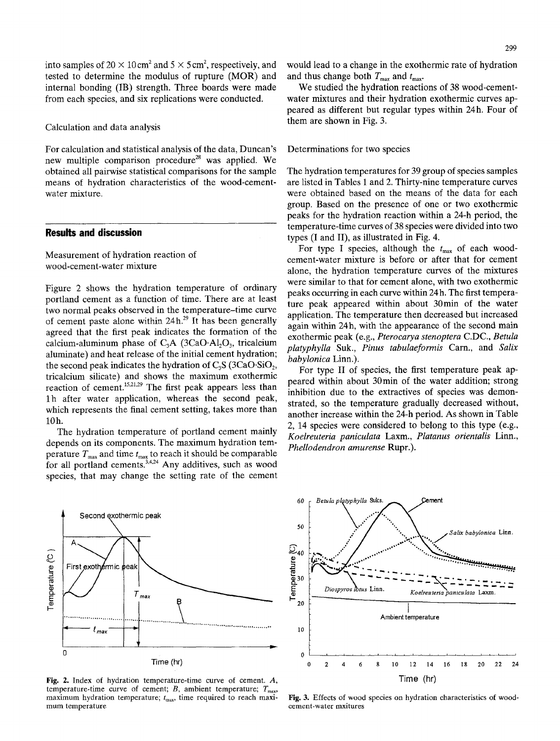into samples of 20 × 10 cm$^2$ and 5 × 5 cm$^2$, respectively, and tested to determine the modulus of rupture (MOR) and internal bonding (IB) strength. Three boards were made from each species, and six replications were conducted.

### Calculation and data analysis

For calculation and statistical analysis of the data, Duncan's new multiple comparison procedure[28] was applied. We obtained all pairwise statistical comparisons for the sample means of hydration characteristics of the wood-cement-water mixture.

## Results and discussion

### Measurement of hydration reaction of wood-cement-water mixture

Figure 2 shows the hydration temperature of ordinary portland cement as a function of time. There are at least two normal peaks observed in the temperature–time curve of cement paste alone within 24 h.[29] It has been generally agreed that the first peak indicates the formation of the calcium-aluminum phase of $C_3A$ ($3CaO{\cdot}Al_2O_3$, tricalcium aluminate) and heat release of the initial cement hydration; the second peak indicates the hydration of $C_3S$ ($3CaO{\cdot}SiO_2$, tricalcium silicate) and shows the maximum exothermic reaction of cement.[15,21,29] The first peak appears less than 1 h after water application, whereas the second peak, which represents the final cement setting, takes more than 10 h.

The hydration temperature of portland cement mainly depends on its components. The maximum hydration temperature $T_{max}$ and time $t_{max}$ to reach it should be comparable for all portland cements.[3,4,24] Any additives, such as wood species, that may change the setting rate of the cement would lead to a change in the exothermic rate of hydration and thus change both $T_{max}$ and $t_{max}$.

We studied the hydration reactions of 38 wood-cement-water mixtures and their hydration exothermic curves appeared as different but regular types within 24 h. Four of them are shown in Fig. 3.

### Determinations for two species

The hydration temperatures for 39 group of species samples are listed in Tables 1 and 2. Thirty-nine temperature curves were obtained based on the means of the data for each group. Based on the presence of one or two exothermic peaks for the hydration reaction within a 24-h period, the temperature-time curves of 38 species were divided into two types (I and II), as illustrated in Fig. 4.

For type I species, although the $t_{max}$ of each wood-cement-water mixture is before or after that for cement alone, the hydration temperature curves of the mixtures were similar to that for cement alone, with two exothermic peaks occurring in each curve within 24 h. The first temperature peak appeared within about 30 min of the water application. The temperature then decreased but increased again within 24 h, with the appearance of the second main exothermic peak (e.g., *Pterocarya stenoptera* C.DC., *Betula platyphylla* Suk., *Pinus tabulaeformis* Carr., and *Salix babylonica* Linn.).

For type II of species, the first temperature peak appeared within about 30 min of the water addition; strong inhibition due to the extractives of species was demonstrated, so the temperature gradually decreased without, another increase within the 24-h period. As shown in Table 2, 14 species were considered to belong to this type (e.g., *Koelreuteria paniculata* Laxm., *Platanus orientalis* Linn., *Phellodendron amurense* Rupr.).

**Fig. 2.** Index of hydration temperature-time curve of cement. *A*, temperature-time curve of cement; *B*, ambient temperature; $T_{max}$, maximum hydration temperature; $t_{max}$, time required to reach maximum temperature

**Fig. 3.** Effects of wood species on hydration characteristics of wood-cement-water mxitures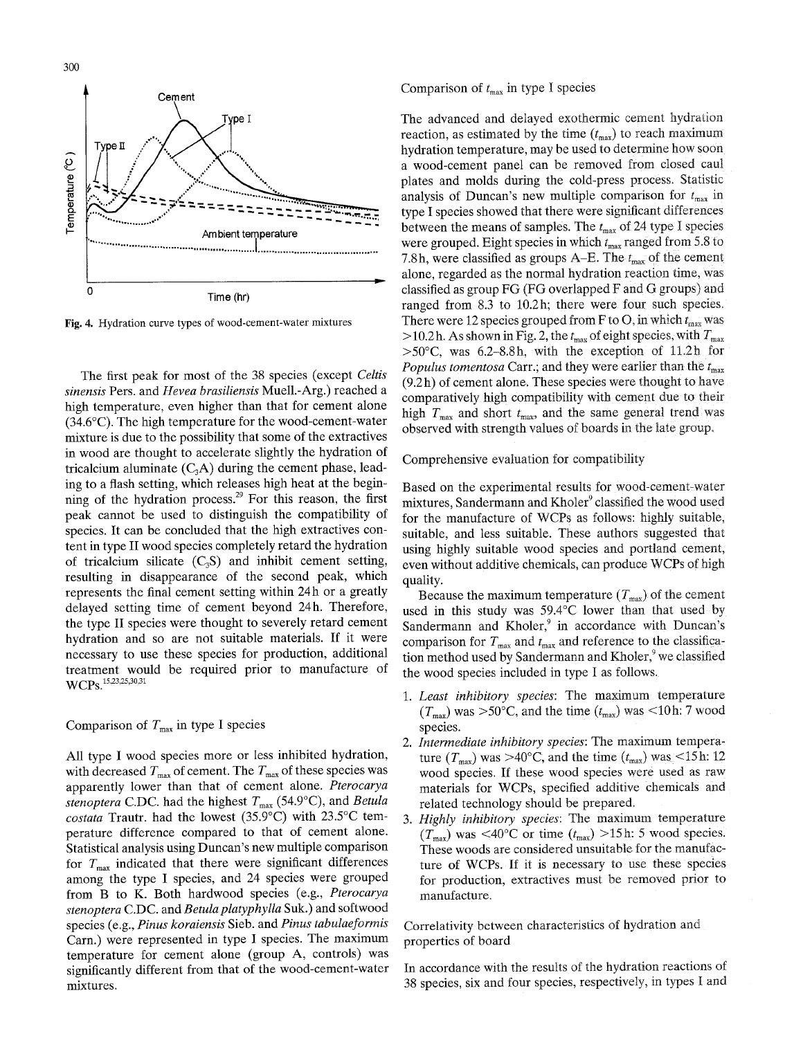Fig. 4. Hydration curve types of wood-cement-water mixtures

The first peak for most of the 38 species (except *Celtis sinensis* Pers. and *Hevea brasiliensis* Muell.-Arg.) reached a high temperature, even higher than that for cement alone (34.6°C). The high temperature for the wood-cement-water mixture is due to the possibility that some of the extractives in wood are thought to accelerate slightly the hydration of tricalcium aluminate ($C_3A$) during the cement phase, leading to a flash setting, which releases high heat at the beginning of the hydration process.[29] For this reason, the first peak cannot be used to distinguish the compatibility of species. It can be concluded that the high extractives content in type II wood species completely retard the hydration of tricalcium silicate ($C_3S$) and inhibit cement setting, resulting in disappearance of the second peak, which represents the final cement setting within 24h or a greatly delayed setting time of cement beyond 24h. Therefore, the type II species were thought to severely retard cement hydration and so are not suitable materials. If it were necessary to use these species for production, additional treatment would be required prior to manufacture of WCPs.[15,23,25,30,31]

## Comparison of $T_{max}$ in type I species

All type I wood species more or less inhibited hydration, with decreased $T_{max}$ of cement. The $T_{max}$ of these species was apparently lower than that of cement alone. *Pterocarya stenoptera* C.DC. had the highest $T_{max}$ (54.9°C), and *Betula costata* Trautr. had the lowest (35.9°C) with 23.5°C temperature difference compared to that of cement alone. Statistical analysis using Duncan's new multiple comparison for $T_{max}$ indicated that there were significant differences among the type I species, and 24 species were grouped from B to K. Both hardwood species (e.g., *Pterocarya stenoptera* C.DC. and *Betula platyphylla* Suk.) and softwood species (e.g., *Pinus koraiensis* Sieb. and *Pinus tabulaeformis* Carn.) were represented in type I species. The maximum temperature for cement alone (group A, controls) was significantly different from that of the wood-cement-water mixtures.

## Comparison of $t_{max}$ in type I species

The advanced and delayed exothermic cement hydration reaction, as estimated by the time ($t_{max}$) to reach maximum hydration temperature, may be used to determine how soon a wood-cement panel can be removed from closed caul plates and molds during the cold-press process. Statistic analysis of Duncan's new multiple comparison for $t_{max}$ in type I species showed that there were significant differences between the means of samples. The $t_{max}$ of 24 type I species were grouped. Eight species in which $t_{max}$ ranged from 5.8 to 7.8h, were classified as groups A–E. The $t_{max}$ of the cement alone, regarded as the normal hydration reaction time, was classified as group FG (FG overlapped F and G groups) and ranged from 8.3 to 10.2h; there were four such species. There were 12 species grouped from F to O, in which $t_{max}$ was >10.2h. As shown in Fig. 2, the $t_{max}$ of eight species, with $T_{max}$ >50°C, was 6.2–8.8h, with the exception of 11.2h for *Populus tomentosa* Carr.; and they were earlier than the $t_{max}$ (9.2h) of cement alone. These species were thought to have comparatively high compatibility with cement due to their high $T_{max}$ and short $t_{max}$, and the same general trend was observed with strength values of boards in the late group.

## Comprehensive evaluation for compatibility

Based on the experimental results for wood-cement-water mixtures, Sandermann and Kholer[9] classified the wood used for the manufacture of WCPs as follows: highly suitable, suitable, and less suitable. These authors suggested that using highly suitable wood species and portland cement, even without additive chemicals, can produce WCPs of high quality.

Because the maximum temperature ($T_{max}$) of the cement used in this study was 59.4°C lower than that used by Sandermann and Kholer,[9] in accordance with Duncan's comparison for $T_{max}$ and $t_{max}$ and reference to the classification method used by Sandermann and Kholer,[9] we classified the wood species included in type I as follows.

1. *Least inhibitory species*: The maximum temperature ($T_{max}$) was >50°C, and the time ($t_{max}$) was <10h: 7 wood species.
2. *Intermediate inhibitory species*: The maximum temperature ($T_{max}$) was >40°C, and the time ($t_{max}$) was <15h: 12 wood species. If these wood species were used as raw materials for WCPs, specified additive chemicals and related technology should be prepared.
3. *Highly inhibitory species*: The maximum temperature ($T_{max}$) was <40°C or time ($t_{max}$) >15h: 5 wood species. These woods are considered unsuitable for the manufacture of WCPs. If it is necessary to use these species for production, extractives must be removed prior to manufacture.

## Correlativity between characteristics of hydration and properties of board

In accordance with the results of the hydration reactions of 38 species, six and four species, respectively, in types I and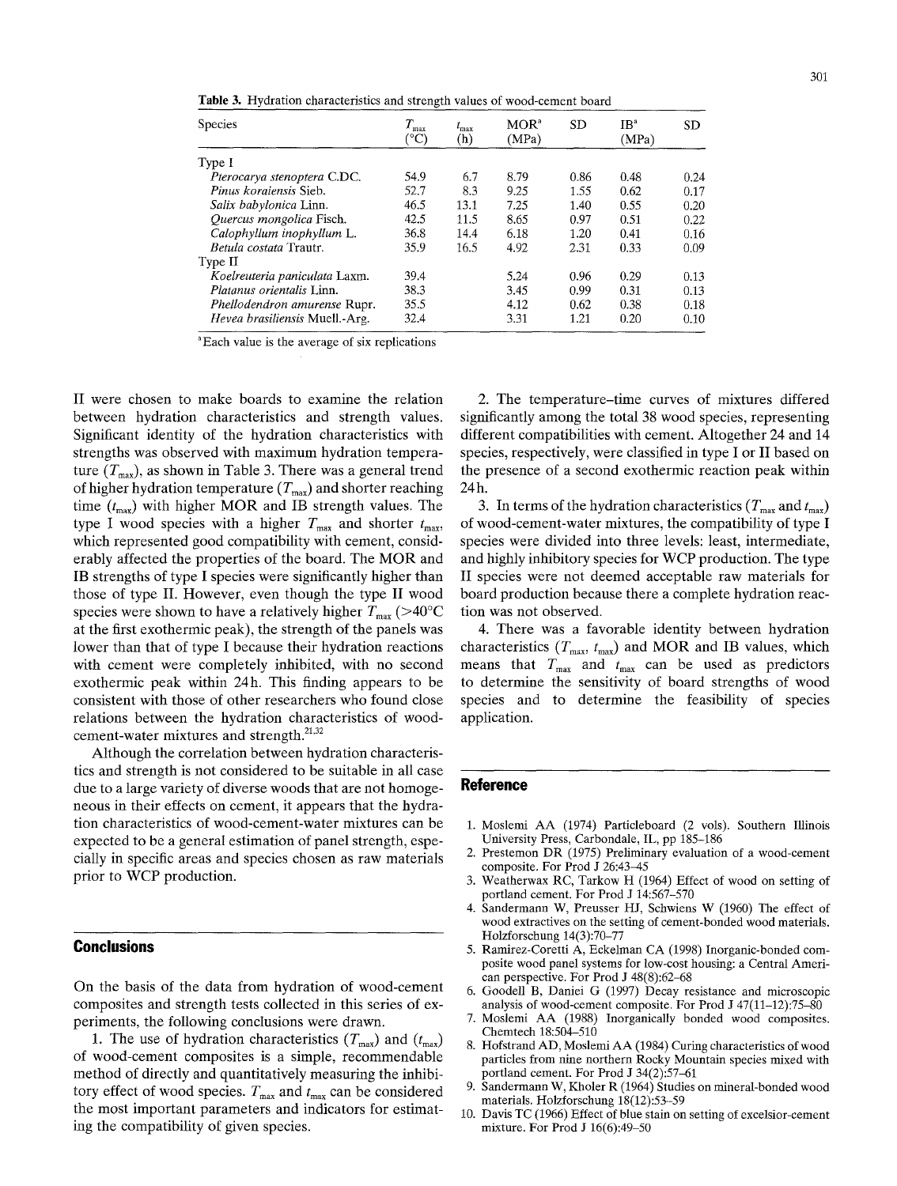**Table 3.** Hydration characteristics and strength values of wood-cement board

| Species | $T_{max}$ (°C) | $t_{max}$ (h) | MOR[a] (MPa) | SD | IB[a] (MPa) | SD |
|---|---|---|---|---|---|---|
| Type I | | | | | | |
| *Pterocarya stenoptera* C.DC. | 54.9 | 6.7 | 8.79 | 0.86 | 0.48 | 0.24 |
| *Pinus koraiensis* Sieb. | 52.7 | 8.3 | 9.25 | 1.55 | 0.62 | 0.17 |
| *Salix babylonica* Linn. | 46.5 | 13.1 | 7.25 | 1.40 | 0.55 | 0.20 |
| *Quercus mongolica* Fisch. | 42.5 | 11.5 | 8.65 | 0.97 | 0.51 | 0.22 |
| *Calophyllum inophyllum* L. | 36.8 | 14.4 | 6.18 | 1.20 | 0.41 | 0.16 |
| *Betula costata* Trautr. | 35.9 | 16.5 | 4.92 | 2.31 | 0.33 | 0.09 |
| Type II | | | | | | |
| *Koelreuteria paniculata* Laxm. | 39.4 | | 5.24 | 0.96 | 0.29 | 0.13 |
| *Platanus orientalis* Linn. | 38.3 | | 3.45 | 0.99 | 0.31 | 0.13 |
| *Phellodendron amurense* Rupr. | 35.5 | | 4.12 | 0.62 | 0.38 | 0.18 |
| *Hevea brasiliensis* Muell.-Arg. | 32.4 | | 3.31 | 1.21 | 0.20 | 0.10 |

[a] Each value is the average of six replications

II were chosen to make boards to examine the relation between hydration characteristics and strength values. Significant identity of the hydration characteristics with strengths was observed with maximum hydration temperature ($T_{max}$), as shown in Table 3. There was a general trend of higher hydration temperature ($T_{max}$) and shorter reaching time ($t_{max}$) with higher MOR and IB strength values. The type I wood species with a higher $T_{max}$ and shorter $t_{max}$, which represented good compatibility with cement, considerably affected the properties of the board. The MOR and IB strengths of type I species were significantly higher than those of type II. However, even though the type II wood species were shown to have a relatively higher $T_{max}$ (>40°C at the first exothermic peak), the strength of the panels was lower than that of type I because their hydration reactions with cement were completely inhibited, with no second exothermic peak within 24h. This finding appears to be consistent with those of other researchers who found close relations between the hydration characteristics of wood-cement-water mixtures and strength.[21,32]

Although the correlation between hydration characteristics and strength is not considered to be suitable in all case due to a large variety of diverse woods that are not homogeneous in their effects on cement, it appears that the hydration characteristics of wood-cement-water mixtures can be expected to be a general estimation of panel strength, especially in specific areas and species chosen as raw materials prior to WCP production.

## Conclusions

On the basis of the data from hydration of wood-cement composites and strength tests collected in this series of experiments, the following conclusions were drawn.

1. The use of hydration characteristics ($T_{max}$) and ($t_{max}$) of wood-cement composites is a simple, recommendable method of directly and quantitatively measuring the inhibitory effect of wood species. $T_{max}$ and $t_{max}$ can be considered the most important parameters and indicators for estimating the compatibility of given species.

2. The temperature–time curves of mixtures differed significantly among the total 38 wood species, representing different compatibilities with cement. Altogether 24 and 14 species, respectively, were classified in type I or II based on the presence of a second exothermic reaction peak within 24h.

3. In terms of the hydration characteristics ($T_{max}$ and $t_{max}$) of wood-cement-water mixtures, the compatibility of type I species were divided into three levels: least, intermediate, and highly inhibitory species for WCP production. The type II species were not deemed acceptable raw materials for board production because there a complete hydration reaction was not observed.

4. There was a favorable identity between hydration characteristics ($T_{max}$, $t_{max}$) and MOR and IB values, which means that $T_{max}$ and $t_{max}$ can be used as predictors to determine the sensitivity of board strengths of wood species and to determine the feasibility of species application.

## Reference

1. Moslemi AA (1974) Particleboard (2 vols). Southern Illinois University Press, Carbondale, IL, pp 185–186
2. Prestemon DR (1975) Preliminary evaluation of a wood-cement composite. For Prod J 26:43–45
3. Weatherwax RC, Tarkow H (1964) Effect of wood on setting of portland cement. For Prod J 14:567–570
4. Sandermann W, Preusser HJ, Schwiens W (1960) The effect of wood extractives on the setting of cement-bonded wood materials. Holzforschung 14(3):70–77
5. Ramirez-Coretti A, Eckelman CA (1998) Inorganic-bonded composite wood panel systems for low-cost housing: a Central American perspective. For Prod J 48(8):62–68
6. Goodell B, Daniei G (1997) Decay resistance and microscopic analysis of wood-cement composite. For Prod J 47(11–12):75–80
7. Moslemi AA (1988) Inorganically bonded wood composites. Chemtech 18:504–510
8. Hofstrand AD, Moslemi AA (1984) Curing characteristics of wood particles from nine northern Rocky Mountain species mixed with portland cement. For Prod J 34(2):57–61
9. Sandermann W, Kholer R (1964) Studies on mineral-bonded wood materials. Holzforschung 18(12):53–59
10. Davis TC (1966) Effect of blue stain on setting of excelsior-cement mixture. For Prod J 16(6):49–50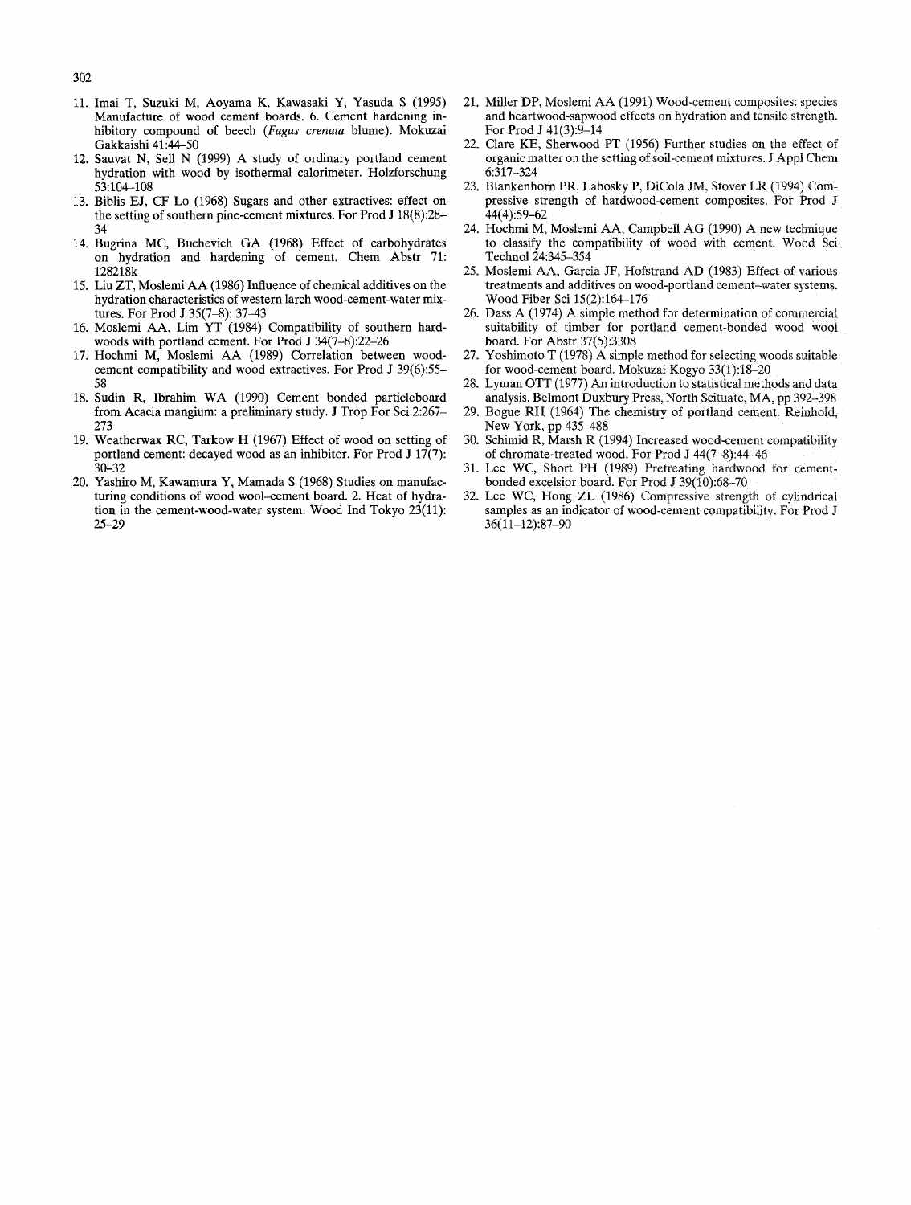11. Imai T, Suzuki M, Aoyama K, Kawasaki Y, Yasuda S (1995) Manufacture of wood cement boards. 6. Cement hardening inhibitory compound of beech (*Fagus crenata* blume). Mokuzai Gakkaishi 41:44–50
12. Sauvat N, Sell N (1999) A study of ordinary portland cement hydration with wood by isothermal calorimeter. Holzforschung 53:104–108
13. Biblis EJ, CF Lo (1968) Sugars and other extractives: effect on the setting of southern pine-cement mixtures. For Prod J 18(8):28–34
14. Bugrina MC, Buchevich GA (1968) Effect of carbohydrates on hydration and hardening of cement. Chem Abstr 71: 128218k
15. Liu ZT, Moslemi AA (1986) Influence of chemical additives on the hydration characteristics of western larch wood-cement-water mixtures. For Prod J 35(7–8): 37–43
16. Moslemi AA, Lim YT (1984) Compatibility of southern hardwoods with portland cement. For Prod J 34(7–8):22–26
17. Hochmi M, Moslemi AA (1989) Correlation between wood-cement compatibility and wood extractives. For Prod J 39(6):55–58
18. Sudin R, Ibrahim WA (1990) Cement bonded particleboard from Acacia mangium: a preliminary study. J Trop For Sci 2:267–273
19. Weatherwax RC, Tarkow H (1967) Effect of wood on setting of portland cement: decayed wood as an inhibitor. For Prod J 17(7): 30–32
20. Yashiro M, Kawamura Y, Mamada S (1968) Studies on manufacturing conditions of wood wool–cement board. 2. Heat of hydration in the cement-wood-water system. Wood Ind Tokyo 23(11): 25–29
21. Miller DP, Moslemi AA (1991) Wood-cement composites: species and heartwood-sapwood effects on hydration and tensile strength. For Prod J 41(3):9–14
22. Clare KE, Sherwood PT (1956) Further studies on the effect of organic matter on the setting of soil-cement mixtures. J Appl Chem 6:317–324
23. Blankenhorn PR, Labosky P, DiCola JM, Stover LR (1994) Compressive strength of hardwood-cement composites. For Prod J 44(4):59–62
24. Hochmi M, Moslemi AA, Campbell AG (1990) A new technique to classify the compatibility of wood with cement. Wood Sci Technol 24:345–354
25. Moslemi AA, Garcia JF, Hofstrand AD (1983) Effect of various treatments and additives on wood-portland cement–water systems. Wood Fiber Sci 15(2):164–176
26. Dass A (1974) A simple method for determination of commercial suitability of timber for portland cement-bonded wood wool board. For Abstr 37(5):3308
27. Yoshimoto T (1978) A simple method for selecting woods suitable for wood-cement board. Mokuzai Kogyo 33(1):18–20
28. Lyman OTT (1977) An introduction to statistical methods and data analysis. Belmont Duxbury Press, North Scituate, MA, pp 392–398
29. Bogue RH (1964) The chemistry of portland cement. Reinhold, New York, pp 435–488
30. Schimid R, Marsh R (1994) Increased wood-cement compatibility of chromate-treated wood. For Prod J 44(7–8):44–46
31. Lee WC, Short PH (1989) Pretreating hardwood for cement-bonded excelsior board. For Prod J 39(10):68–70
32. Lee WC, Hong ZL (1986) Compressive strength of cylindrical samples as an indicator of wood-cement compatibility. For Prod J 36(11–12):87–90